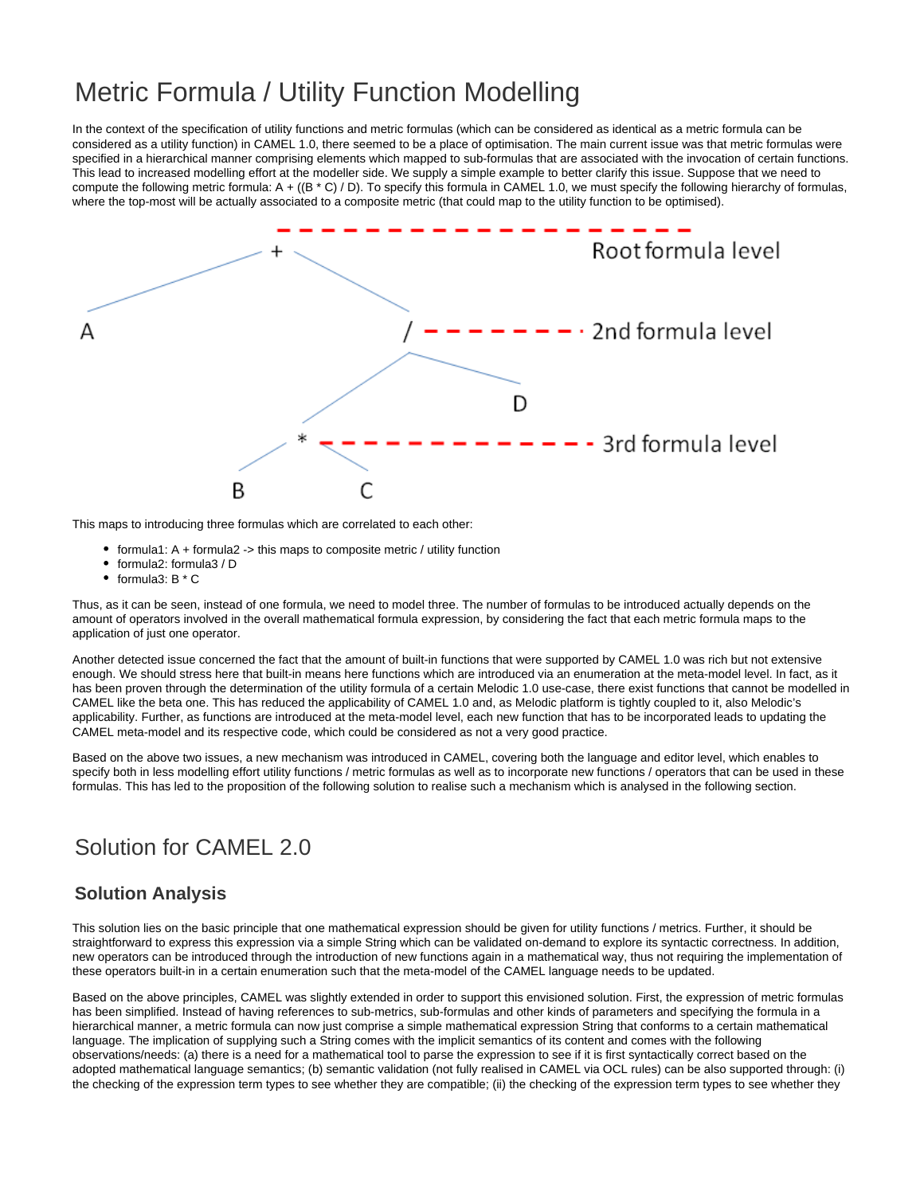# Metric Formula / Utility Function Modelling

In the context of the specification of utility functions and metric formulas (which can be considered as identical as a metric formula can be considered as a utility function) in CAMEL 1.0, there seemed to be a place of optimisation. The main current issue was that metric formulas were specified in a hierarchical manner comprising elements which mapped to sub-formulas that are associated with the invocation of certain functions. This lead to increased modelling effort at the modeller side. We supply a simple example to better clarify this issue. Suppose that we need to compute the following metric formula: A + ((B * C) / D). To specify this formula in CAMEL 1.0, we must specify the following hierarchy of formulas, where the top-most will be actually associated to a composite metric (that could map to the utility function to be optimised).

This maps to introducing three formulas which are correlated to each other:

- formula1: A + formula2 -> this maps to composite metric / utility function
- formula2: formula3 / D
- formula3: B * C

Thus, as it can be seen, instead of one formula, we need to model three. The number of formulas to be introduced actually depends on the amount of operators involved in the overall mathematical formula expression, by considering the fact that each metric formula maps to the application of just one operator.

Another detected issue concerned the fact that the amount of built-in functions that were supported by CAMEL 1.0 was rich but not extensive enough. We should stress here that built-in means here functions which are introduced via an enumeration at the meta-model level. In fact, as it has been proven through the determination of the utility formula of a certain Melodic 1.0 use-case, there exist functions that cannot be modelled in CAMEL like the beta one. This has reduced the applicability of CAMEL 1.0 and, as Melodic platform is tightly coupled to it, also Melodic's applicability. Further, as functions are introduced at the meta-model level, each new function that has to be incorporated leads to updating the CAMEL meta-model and its respective code, which could be considered as not a very good practice.

Based on the above two issues, a new mechanism was introduced in CAMEL, covering both the language and editor level, which enables to specify both in less modelling effort utility functions / metric formulas as well as to incorporate new functions / operators that can be used in these formulas. This has led to the proposition of the following solution to realise such a mechanism which is analysed in the following section.

# Solution for CAMEL 2.0

## Solution Analysis

This solution lies on the basic principle that one mathematical expression should be given for utility functions / metrics. Further, it should be straightforward to express this expression via a simple String which can be validated on-demand to explore its syntactic correctness. In addition, new operators can be introduced through the introduction of new functions again in a mathematical way, thus not requiring the implementation of these operators built-in in a certain enumeration such that the meta-model of the CAMEL language needs to be updated.

Based on the above principles, CAMEL was slightly extended in order to support this envisioned solution. First, the expression of metric formulas has been simplified. Instead of having references to sub-metrics, sub-formulas and other kinds of parameters and specifying the formula in a hierarchical manner, a metric formula can now just comprise a simple mathematical expression String that conforms to a certain mathematical language. The implication of supplying such a String comes with the implicit semantics of its content and comes with the following observations/needs: (a) there is a need for a mathematical tool to parse the expression to see if it is first syntactically correct based on the adopted mathematical language semantics; (b) semantic validation (not fully realised in CAMEL via OCL rules) can be also supported through: (i) the checking of the expression term types to see whether they are compatible; (ii) the checking of the expression term types to see whether they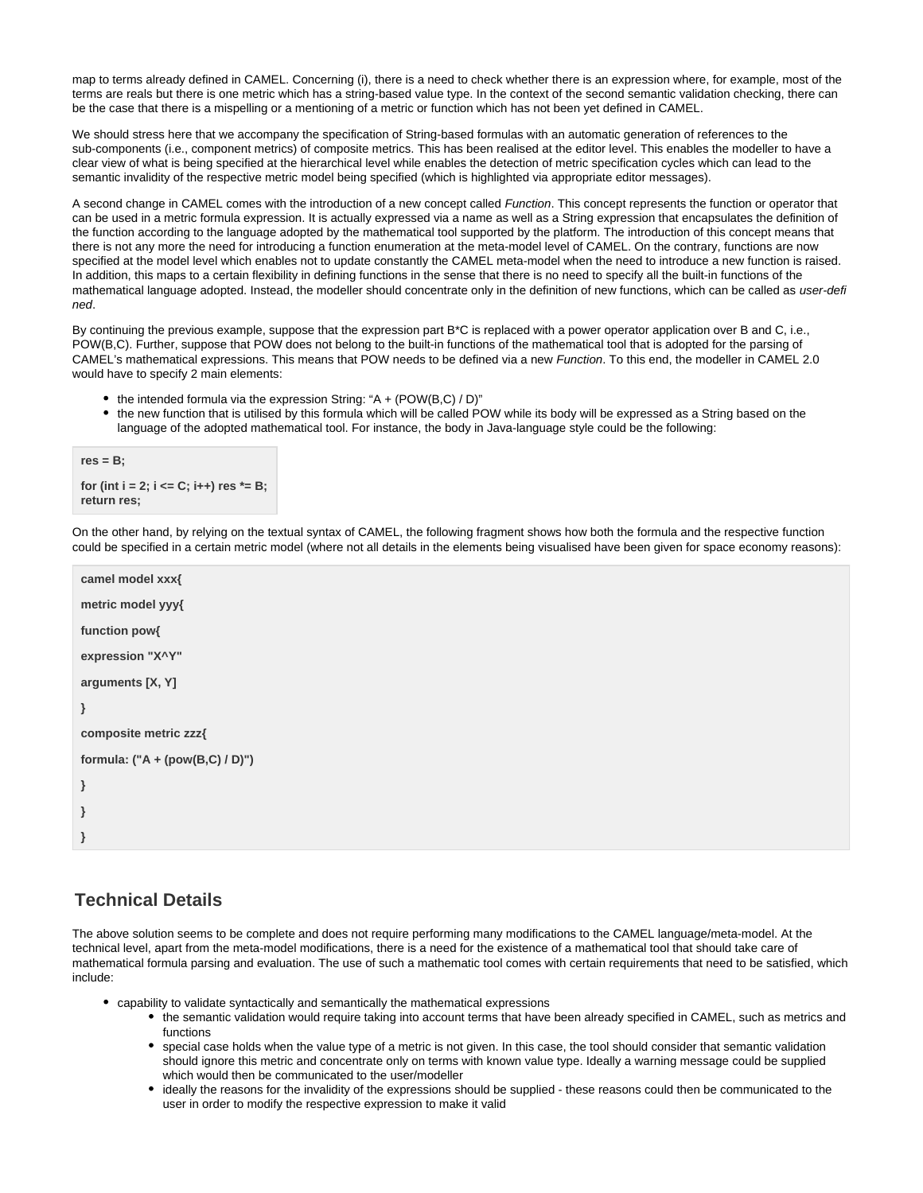map to terms already defined in CAMEL. Concerning (i), there is a need to check whether there is an expression where, for example, most of the terms are reals but there is one metric which has a string-based value type. In the context of the second semantic validation checking, there can be the case that there is a mispelling or a mentioning of a metric or function which has not been yet defined in CAMEL.

We should stress here that we accompany the specification of String-based formulas with an automatic generation of references to the sub-components (i.e., component metrics) of composite metrics. This has been realised at the editor level. This enables the modeller to have a clear view of what is being specified at the hierarchical level while enables the detection of metric specification cycles which can lead to the semantic invalidity of the respective metric model being specified (which is highlighted via appropriate editor messages).

A second change in CAMEL comes with the introduction of a new concept called *Function*. This concept represents the function or operator that can be used in a metric formula expression. It is actually expressed via a name as well as a String expression that encapsulates the definition of the function according to the language adopted by the mathematical tool supported by the platform. The introduction of this concept means that there is not any more the need for introducing a function enumeration at the meta-model level of CAMEL. On the contrary, functions are now specified at the model level which enables not to update constantly the CAMEL meta-model when the need to introduce a new function is raised. In addition, this maps to a certain flexibility in defining functions in the sense that there is no need to specify all the built-in functions of the mathematical language adopted. Instead, the modeller should concentrate only in the definition of new functions, which can be called as *user-defined*.

By continuing the previous example, suppose that the expression part B*C is replaced with a power operator application over B and C, i.e., POW(B,C). Further, suppose that POW does not belong to the built-in functions of the mathematical tool that is adopted for the parsing of CAMEL's mathematical expressions. This means that POW needs to be defined via a new *Function*. To this end, the modeller in CAMEL 2.0 would have to specify 2 main elements:

- the intended formula via the expression String: "A + (POW(B,C) / D)"
- the new function that is utilised by this formula which will be called POW while its body will be expressed as a String based on the language of the adopted mathematical tool. For instance, the body in Java-language style could be the following:

```
res = B;
for (int i = 2; i <= C; i++) res *= B;
return res;
```

On the other hand, by relying on the textual syntax of CAMEL, the following fragment shows how both the formula and the respective function could be specified in a certain metric model (where not all details in the elements being visualised have been given for space economy reasons):

```
camel model xxx{
metric model yyy{
function pow{
expression "X^Y"
arguments [X, Y]
}
composite metric zzz{
formula: ("A + (pow(B,C) / D)")
}
}
}
```

## Technical Details

The above solution seems to be complete and does not require performing many modifications to the CAMEL language/meta-model. At the technical level, apart from the meta-model modifications, there is a need for the existence of a mathematical tool that should take care of mathematical formula parsing and evaluation. The use of such a mathematic tool comes with certain requirements that need to be satisfied, which include:

- capability to validate syntactically and semantically the mathematical expressions
  - the semantic validation would require taking into account terms that have been already specified in CAMEL, such as metrics and functions
  - special case holds when the value type of a metric is not given. In this case, the tool should consider that semantic validation should ignore this metric and concentrate only on terms with known value type. Ideally a warning message could be supplied which would then be communicated to the user/modeller
  - ideally the reasons for the invalidity of the expressions should be supplied - these reasons could then be communicated to the user in order to modify the respective expression to make it valid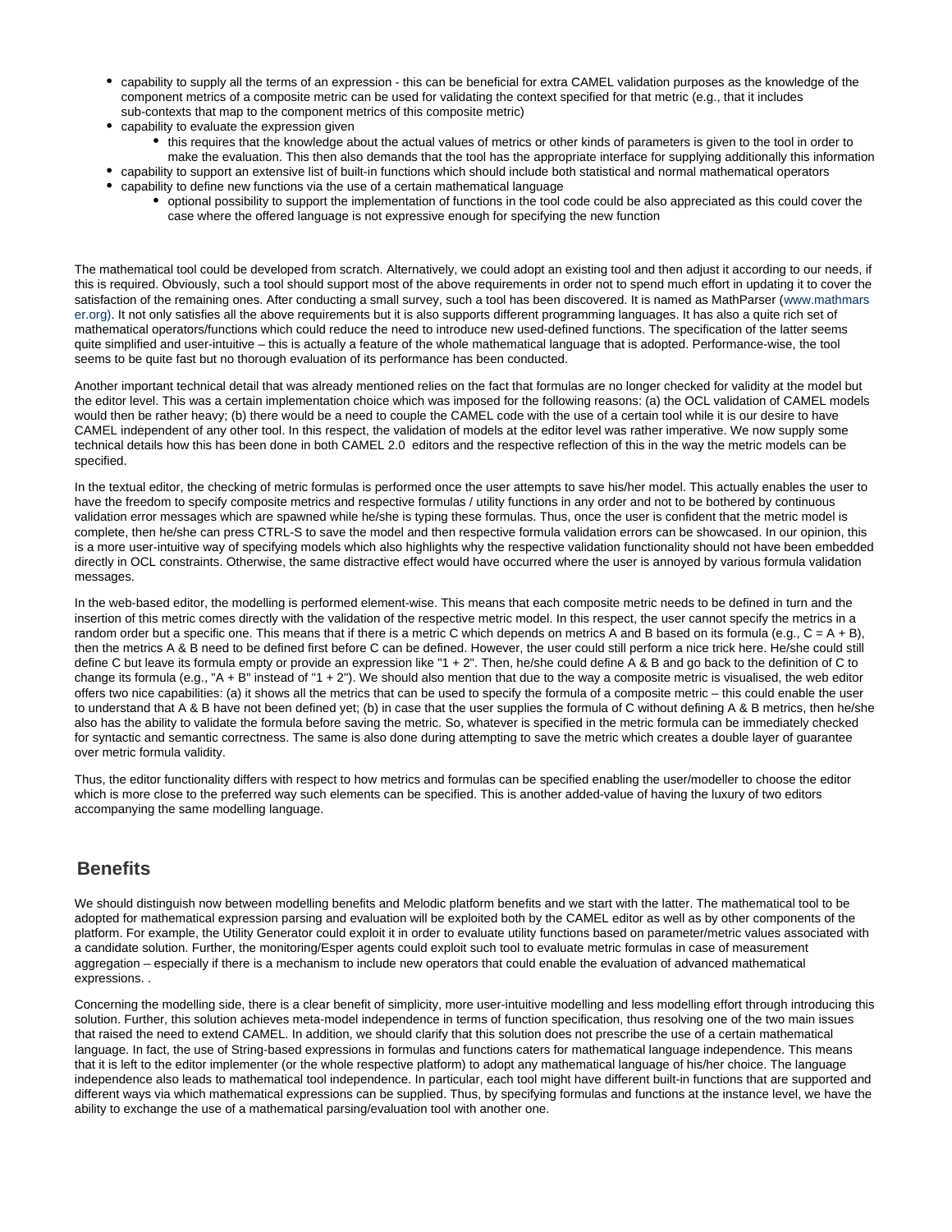- capability to supply all the terms of an expression - this can be beneficial for extra CAMEL validation purposes as the knowledge of the component metrics of a composite metric can be used for validating the context specified for that metric (e.g., that it includes sub-contexts that map to the component metrics of this composite metric)
- capability to evaluate the expression given
  - this requires that the knowledge about the actual values of metrics or other kinds of parameters is given to the tool in order to make the evaluation. This then also demands that the tool has the appropriate interface for supplying additionally this information
- capability to support an extensive list of built-in functions which should include both statistical and normal mathematical operators
- capability to define new functions via the use of a certain mathematical language
  - optional possibility to support the implementation of functions in the tool code could be also appreciated as this could cover the case where the offered language is not expressive enough for specifying the new function

The mathematical tool could be developed from scratch. Alternatively, we could adopt an existing tool and then adjust it according to our needs, if this is required. Obviously, such a tool should support most of the above requirements in order not to spend much effort in updating it to cover the satisfaction of the remaining ones. After conducting a small survey, such a tool has been discovered. It is named as MathParser (www.mathmarser.org). It not only satisfies all the above requirements but it is also supports different programming languages. It has also a quite rich set of mathematical operators/functions which could reduce the need to introduce new used-defined functions. The specification of the latter seems quite simplified and user-intuitive – this is actually a feature of the whole mathematical language that is adopted. Performance-wise, the tool seems to be quite fast but no thorough evaluation of its performance has been conducted.

Another important technical detail that was already mentioned relies on the fact that formulas are no longer checked for validity at the model but the editor level. This was a certain implementation choice which was imposed for the following reasons: (a) the OCL validation of CAMEL models would then be rather heavy; (b) there would be a need to couple the CAMEL code with the use of a certain tool while it is our desire to have CAMEL independent of any other tool. In this respect, the validation of models at the editor level was rather imperative. We now supply some technical details how this has been done in both CAMEL 2.0 editors and the respective reflection of this in the way the metric models can be specified.

In the textual editor, the checking of metric formulas is performed once the user attempts to save his/her model. This actually enables the user to have the freedom to specify composite metrics and respective formulas / utility functions in any order and not to be bothered by continuous validation error messages which are spawned while he/she is typing these formulas. Thus, once the user is confident that the metric model is complete, then he/she can press CTRL-S to save the model and then respective formula validation errors can be showcased. In our opinion, this is a more user-intuitive way of specifying models which also highlights why the respective validation functionality should not have been embedded directly in OCL constraints. Otherwise, the same distractive effect would have occurred where the user is annoyed by various formula validation messages.

In the web-based editor, the modelling is performed element-wise. This means that each composite metric needs to be defined in turn and the insertion of this metric comes directly with the validation of the respective metric model. In this respect, the user cannot specify the metrics in a random order but a specific one. This means that if there is a metric C which depends on metrics A and B based on its formula (e.g., C = A + B), then the metrics A & B need to be defined first before C can be defined. However, the user could still perform a nice trick here. He/she could still define C but leave its formula empty or provide an expression like "1 + 2". Then, he/she could define A & B and go back to the definition of C to change its formula (e.g., "A + B" instead of "1 + 2"). We should also mention that due to the way a composite metric is visualised, the web editor offers two nice capabilities: (a) it shows all the metrics that can be used to specify the formula of a composite metric – this could enable the user to understand that A & B have not been defined yet; (b) in case that the user supplies the formula of C without defining A & B metrics, then he/she also has the ability to validate the formula before saving the metric. So, whatever is specified in the metric formula can be immediately checked for syntactic and semantic correctness. The same is also done during attempting to save the metric which creates a double layer of guarantee over metric formula validity.

Thus, the editor functionality differs with respect to how metrics and formulas can be specified enabling the user/modeller to choose the editor which is more close to the preferred way such elements can be specified. This is another added-value of having the luxury of two editors accompanying the same modelling language.

## Benefits

We should distinguish now between modelling benefits and Melodic platform benefits and we start with the latter. The mathematical tool to be adopted for mathematical expression parsing and evaluation will be exploited both by the CAMEL editor as well as by other components of the platform. For example, the Utility Generator could exploit it in order to evaluate utility functions based on parameter/metric values associated with a candidate solution. Further, the monitoring/Esper agents could exploit such tool to evaluate metric formulas in case of measurement aggregation – especially if there is a mechanism to include new operators that could enable the evaluation of advanced mathematical expressions. .

Concerning the modelling side, there is a clear benefit of simplicity, more user-intuitive modelling and less modelling effort through introducing this solution. Further, this solution achieves meta-model independence in terms of function specification, thus resolving one of the two main issues that raised the need to extend CAMEL. In addition, we should clarify that this solution does not prescribe the use of a certain mathematical language. In fact, the use of String-based expressions in formulas and functions caters for mathematical language independence. This means that it is left to the editor implementer (or the whole respective platform) to adopt any mathematical language of his/her choice. The language independence also leads to mathematical tool independence. In particular, each tool might have different built-in functions that are supported and different ways via which mathematical expressions can be supplied. Thus, by specifying formulas and functions at the instance level, we have the ability to exchange the use of a mathematical parsing/evaluation tool with another one.